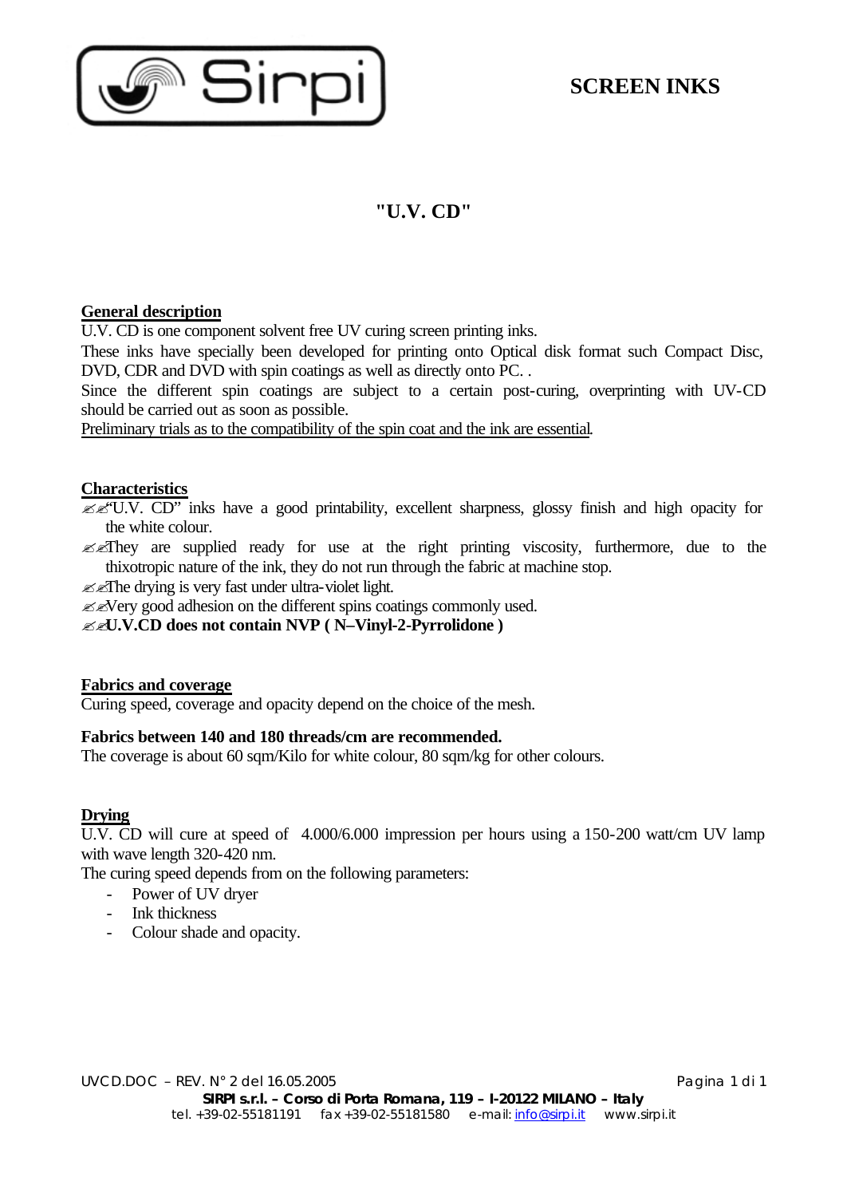# SCREEN INKS

## "U.V. CD"

### General description

U.V. CD is one component solvent free UV curing screen printing inks.

These inks have specially been developed for printing onto Optical disk format such Compact Disc, DVD, CDR and DVD with spin coatings as well as directly onto PC. .

Since the different spin coatings are subject to a certain post-curing, overprinting with UV-CD should be carried out as soon as possible.

Preliminary trials as to the compatibility of the spin coat and the ink are essential.

### Characteristics

- "U.V. CD" inks have a good printability, excellent sharpness, glossy finish and high opacity for the white colour.
- They are supplied ready for use at the right printing viscosity, furthermore, due to the thixotropic nature of the ink, they do not run through the fabric at machine stop.
- The drying is very fast under ultra-violet light.
- Very good adhesion on the different spins coatings commonly used.
- **U.V.CD does not contain NVP ( N–Vinyl-2-Pyrrolidone )**

### Fabrics and coverage

Curing speed, coverage and opacity depend on the choice of the mesh.

**Fabrics between 140 and 180 threads/cm are recommended.**

The coverage is about 60 sqm/Kilo for white colour, 80 sqm/kg for other colours.

### Drying

U.V. CD will cure at speed of 4.000/6.000 impression per hours using a 150-200 watt/cm UV lamp with wave length 320-420 nm.

The curing speed depends from on the following parameters:

- Power of UV dryer
- Ink thickness
- Colour shade and opacity.

UVCD.DOC – REV. N° 2 del 16.05.2005

**SIRPI s.r.l. – Corso di Porta Romana, 119 – I-20122 MILANO – Italy**
tel. +39-02-55181191 fax +39-02-55181580 e-mail: info@sirpi.it www.sirpi.it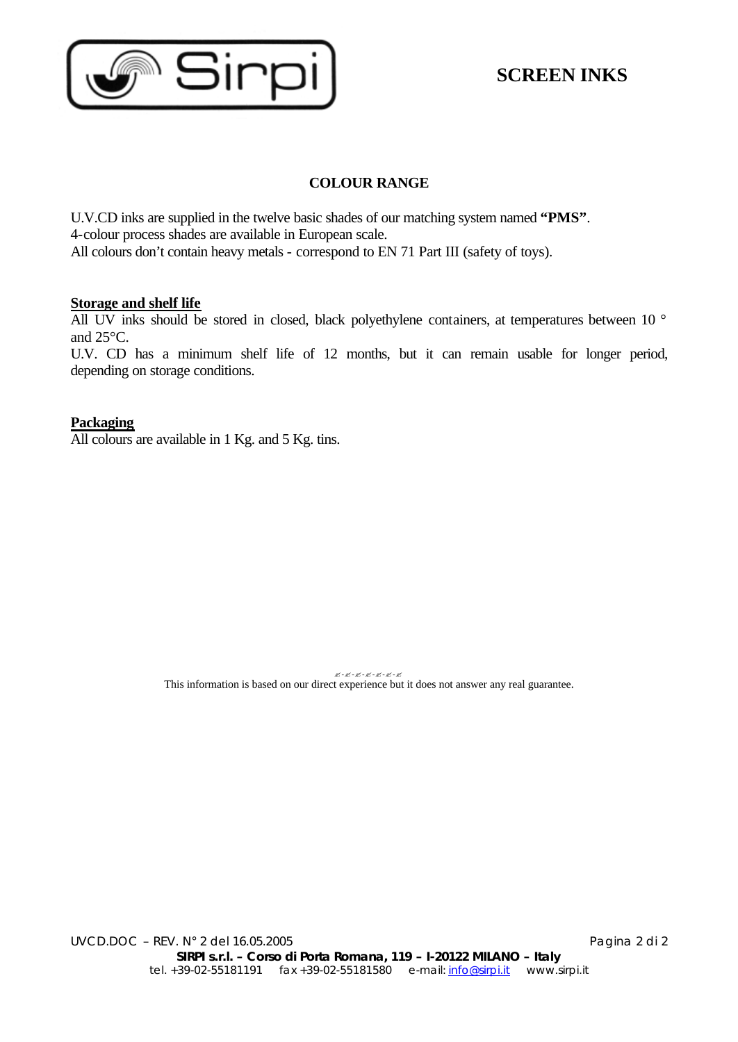## COLOUR RANGE

U.V.CD inks are supplied in the twelve basic shades of our matching system named **"PMS"**.
4-colour process shades are available in European scale.
All colours don't contain heavy metals - correspond to EN 71 Part III (safety of toys).

**Storage and shelf life**

All UV inks should be stored in closed, black polyethylene containers, at temperatures between 10 ° and 25°C.
U.V. CD has a minimum shelf life of 12 months, but it can remain usable for longer period, depending on storage conditions.

**Packaging**

All colours are available in 1 Kg. and 5 Kg. tins.

This information is based on our direct experience but it does not answer any real guarantee.